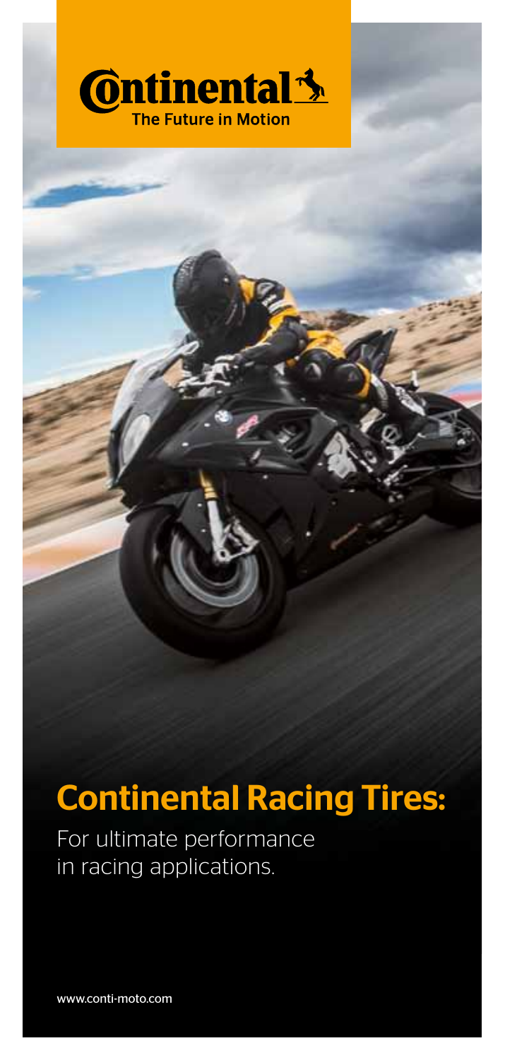Continental

The Future in Motion

# Continental Racing Tires:

For ultimate performance in racing applications.

www.conti-moto.com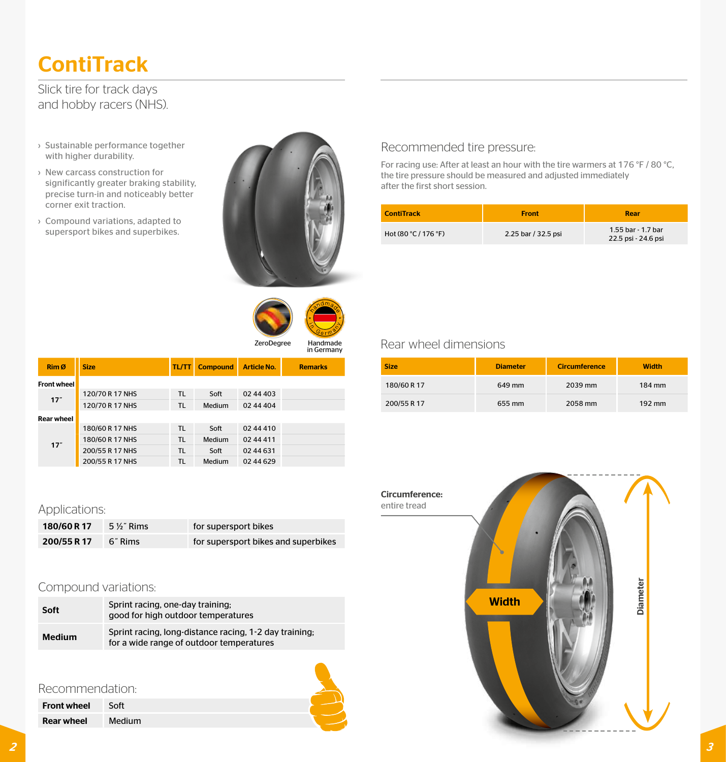# ContiTrack

Slick tire for track days
and hobby racers (NHS).

- Sustainable performance together with higher durability.
- New carcass construction for significantly greater braking stability, precise turn-in and noticeably better corner exit traction.
- Compound variations, adapted to supersport bikes and superbikes.

ZeroDegree

Handmade in Germany

| Rim Ø | Size | TL/TT | Compound | Article No. | Remarks |
|---|---|---|---|---|---|
| **Front wheel** | | | | | |
| 17˝ | 120/70 R 17 NHS | TL | Soft | 02 44 403 | |
| | 120/70 R 17 NHS | TL | Medium | 02 44 404 | |
| **Rear wheel** | | | | | |
| 17˝ | 180/60 R 17 NHS | TL | Soft | 02 44 410 | |
| | 180/60 R 17 NHS | TL | Medium | 02 44 411 | |
| | 200/55 R 17 NHS | TL | Soft | 02 44 631 | |
| | 200/55 R 17 NHS | TL | Medium | 02 44 629 | |

## Applications:

| | | |
|---|---|---|
| **180/60 R 17** | 5 ½˝ Rims | for supersport bikes |
| **200/55 R 17** | 6˝ Rims | for supersport bikes and superbikes |

## Compound variations:

| | |
|---|---|
| **Soft** | Sprint racing, one-day training; good for high outdoor temperatures |
| **Medium** | Sprint racing, long-distance racing, 1-2 day training; for a wide range of outdoor temperatures |

## Recommendation:

| | |
|---|---|
| **Front wheel** | Soft |
| **Rear wheel** | Medium |

## Recommended tire pressure:

For racing use: After at least an hour with the tire warmers at 176 °F / 80 °C, the tire pressure should be measured and adjusted immediately after the first short session.

| ContiTrack | Front | Rear |
|---|---|---|
| Hot (80 °C / 176 °F) | 2.25 bar / 32.5 psi | 1.55 bar - 1.7 bar<br>22.5 psi - 24.6 psi |

## Rear wheel dimensions

| Size | Diameter | Circumference | Width |
|---|---|---|---|
| 180/60 R 17 | 649 mm | 2039 mm | 184 mm |
| 200/55 R 17 | 655 mm | 2058 mm | 192 mm |

**Circumference:** entire tread

Width

Diameter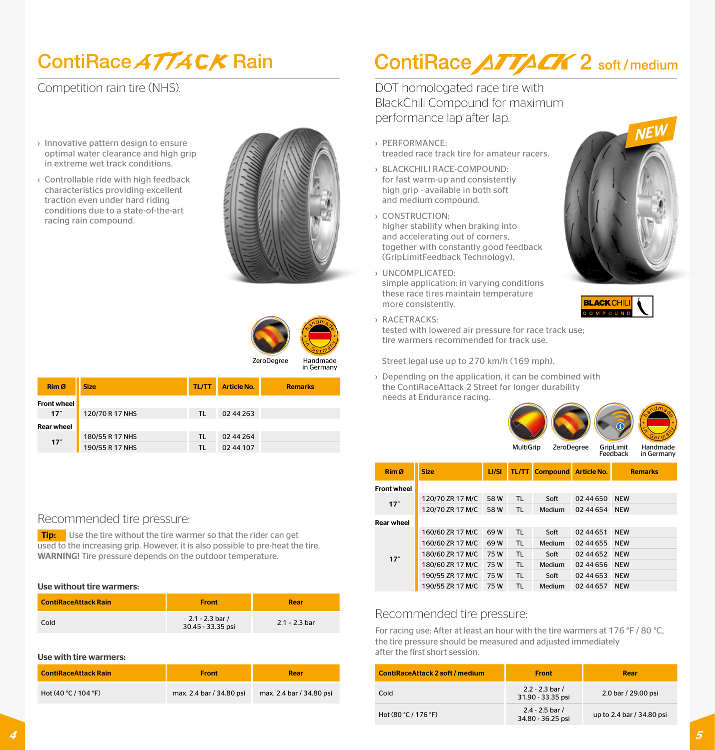# ContiRace ATTACK Rain

Competition rain tire (NHS).

- Innovative pattern design to ensure optimal water clearance and high grip in extreme wet track conditions.
- Controllable ride with high feedback characteristics providing excellent traction even under hard riding conditions due to a state-of-the-art racing rain compound.

ZeroDegree | Handmade in Germany

| Rim Ø | Size | TL/TT | Article No. | Remarks |
|---|---|---|---|---|
| **Front wheel** | | | | |
| 17˝ | 120/70 R 17 NHS | TL | 02 44 263 | |
| **Rear wheel** | | | | |
| 17˝ | 180/55 R 17 NHS | TL | 02 44 264 | |
| | 190/55 R 17 NHS | TL | 02 44 107 | |

## Recommended tire pressure:

**Tip:** Use the tire without the tire warmer so that the rider can get used to the increasing grip. However, it is also possible to pre-heat the tire. **WARNING!** Tire pressure depends on the outdoor temperature.

**Use without tire warmers:**

| ContiRaceAttack Rain | Front | Rear |
|---|---|---|
| Cold | 2.1 - 2.3 bar / 30.45 - 33.35 psi | 2.1 - 2.3 bar |

**Use with tire warmers:**

| ContiRaceAttack Rain | Front | Rear |
|---|---|---|
| Hot (40 °C / 104 °F) | max. 2.4 bar / 34.80 psi | max. 2.4 bar / 34.80 psi |

# ContiRace ATTACK 2 soft / medium

DOT homologated race tire with BlackChili Compound for maximum performance lap after lap.

NEW

- PERFORMANCE: treaded race track tire for amateur racers.
- BLACKCHILI RACE-COMPOUND: for fast warm-up and consistently high grip - available in both soft and medium compound.
- CONSTRUCTION: higher stability when braking into and accelerating out of corners, together with constantly good feedback (GripLimitFeedback Technology).
- UNCOMPLICATED: simple application: in varying conditions these race tires maintain temperature more consistently.
- RACETRACKS: tested with lowered air pressure for race track use; tire warmers recommended for track use.

  Street legal use up to 270 km/h (169 mph).
- Depending on the application, it can be combined with the ContiRaceAttack 2 Street for longer durability needs at Endurance racing.

BLACK CHILI COMPOUND

MultiGrip | ZeroDegree | GripLimit Feedback | Handmade in Germany

| Rim Ø | Size | LI/SI | TL/TT | Compound | Article No. | Remarks |
|---|---|---|---|---|---|---|
| **Front wheel** | | | | | | |
| 17˝ | 120/70 ZR 17 M/C | 58 W | TL | Soft | 02 44 650 | NEW |
| | 120/70 ZR 17 M/C | 58 W | TL | Medium | 02 44 654 | NEW |
| **Rear wheel** | | | | | | |
| 17˝ | 160/60 ZR 17 M/C | 69 W | TL | Soft | 02 44 651 | NEW |
| | 160/60 ZR 17 M/C | 69 W | TL | Medium | 02 44 655 | NEW |
| | 180/60 ZR 17 M/C | 75 W | TL | Soft | 02 44 652 | NEW |
| | 180/60 ZR 17 M/C | 75 W | TL | Medium | 02 44 656 | NEW |
| | 190/55 ZR 17 M/C | 75 W | TL | Soft | 02 44 653 | NEW |
| | 190/55 ZR 17 M/C | 75 W | TL | Medium | 02 44 657 | NEW |

## Recommended tire pressure:

For racing use: After at least an hour with the tire warmers at 176 °F / 80 °C, the tire pressure should be measured and adjusted immediately after the first short session.

| ContiRaceAttack 2 soft / medium | Front | Rear |
|---|---|---|
| Cold | 2.2 - 2.3 bar / 31.90 - 33.35 psi | 2.0 bar / 29.00 psi |
| Hot (80 °C / 176 °F) | 2.4 - 2.5 bar / 34.80 - 36.25 psi | up to 2.4 bar / 34.80 psi |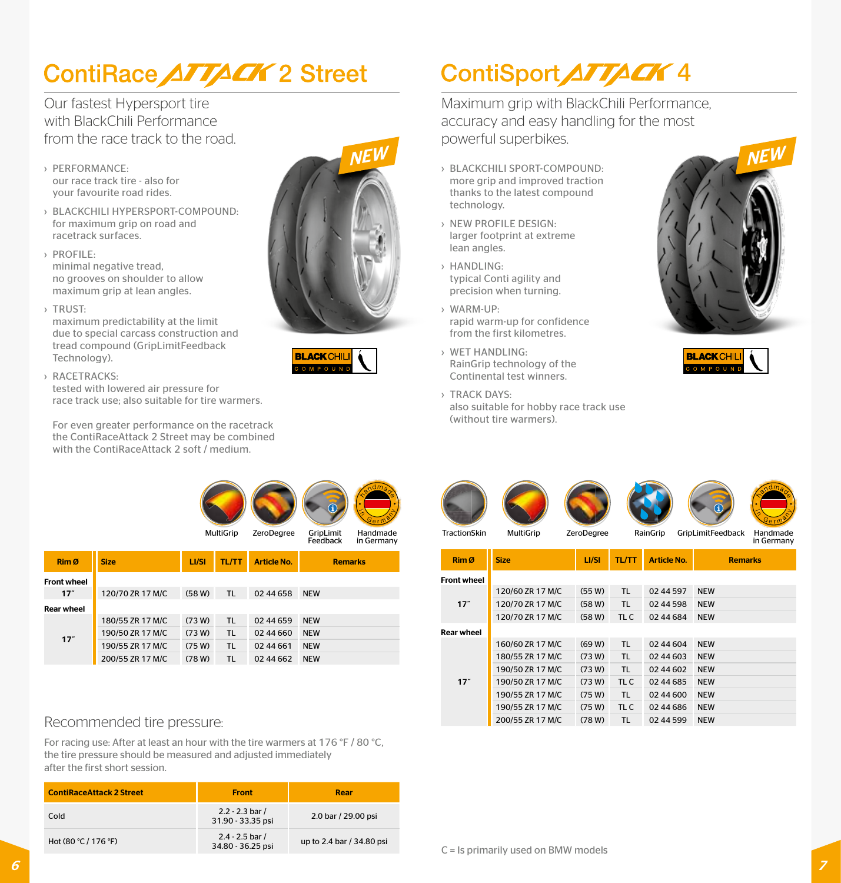# ContiRaceAttack 2 Street

Our fastest Hypersport tire with BlackChili Performance from the race track to the road.

- › PERFORMANCE: our race track tire - also for your favourite road rides.
- › BLACKCHILI HYPERSPORT-COMPOUND: for maximum grip on road and racetrack surfaces.
- › PROFILE: minimal negative tread, no grooves on shoulder to allow maximum grip at lean angles.
- › TRUST: maximum predictability at the limit due to special carcass construction and tread compound (GripLimitFeedback Technology).
- › RACETRACKS: tested with lowered air pressure for race track use; also suitable for tire warmers.

For even greater performance on the racetrack the ContiRaceAttack 2 Street may be combined with the ContiRaceAttack 2 soft / medium.

NEW

BLACKCHILI COMPOUND

MultiGrip · ZeroDegree · GripLimit Feedback · Handmade in Germany

| Rim Ø | Size | LI/SI | TL/TT | Article No. | Remarks |
|---|---|---|---|---|---|
| **Front wheel** | | | | | |
| 17˝ | 120/70 ZR 17 M/C | (58 W) | TL | 02 44 658 | NEW |
| **Rear wheel** | | | | | |
| 17˝ | 180/55 ZR 17 M/C | (73 W) | TL | 02 44 659 | NEW |
| | 190/50 ZR 17 M/C | (73 W) | TL | 02 44 660 | NEW |
| | 190/55 ZR 17 M/C | (75 W) | TL | 02 44 661 | NEW |
| | 200/55 ZR 17 M/C | (78 W) | TL | 02 44 662 | NEW |

## Recommended tire pressure:

For racing use: After at least an hour with the tire warmers at 176 °F / 80 °C, the tire pressure should be measured and adjusted immediately after the first short session.

| ContiRaceAttack 2 Street | Front | Rear |
|---|---|---|
| Cold | 2.2 - 2.3 bar / 31.90 - 33.35 psi | 2.0 bar / 29.00 psi |
| Hot (80 °C / 176 °F) | 2.4 - 2.5 bar / 34.80 - 36.25 psi | up to 2.4 bar / 34.80 psi |

# ContiSportAttack 4

Maximum grip with BlackChili Performance, accuracy and easy handling for the most powerful superbikes.

- › BLACKCHILI SPORT-COMPOUND: more grip and improved traction thanks to the latest compound technology.
- › NEW PROFILE DESIGN: larger footprint at extreme lean angles.
- › HANDLING: typical Conti agility and precision when turning.
- › WARM-UP: rapid warm-up for confidence from the first kilometres.
- › WET HANDLING: RainGrip technology of the Continental test winners.
- › TRACK DAYS: also suitable for hobby race track use (without tire warmers).

NEW

BLACKCHILI COMPOUND

TractionSkin · MultiGrip · ZeroDegree · RainGrip · GripLimitFeedback · Handmade in Germany

| Rim Ø | Size | LI/SI | TL/TT | Article No. | Remarks |
|---|---|---|---|---|---|
| **Front wheel** | | | | | |
| 17˝ | 120/60 ZR 17 M/C | (55 W) | TL | 02 44 597 | NEW |
| | 120/70 ZR 17 M/C | (58 W) | TL | 02 44 598 | NEW |
| | 120/70 ZR 17 M/C | (58 W) | TL C | 02 44 684 | NEW |
| **Rear wheel** | | | | | |
| 17˝ | 160/60 ZR 17 M/C | (69 W) | TL | 02 44 604 | NEW |
| | 180/55 ZR 17 M/C | (73 W) | TL | 02 44 603 | NEW |
| | 190/50 ZR 17 M/C | (73 W) | TL | 02 44 602 | NEW |
| | 190/50 ZR 17 M/C | (73 W) | TL C | 02 44 685 | NEW |
| | 190/55 ZR 17 M/C | (75 W) | TL | 02 44 600 | NEW |
| | 190/55 ZR 17 M/C | (75 W) | TL C | 02 44 686 | NEW |
| | 200/55 ZR 17 M/C | (78 W) | TL | 02 44 599 | NEW |

C = Is primarily used on BMW models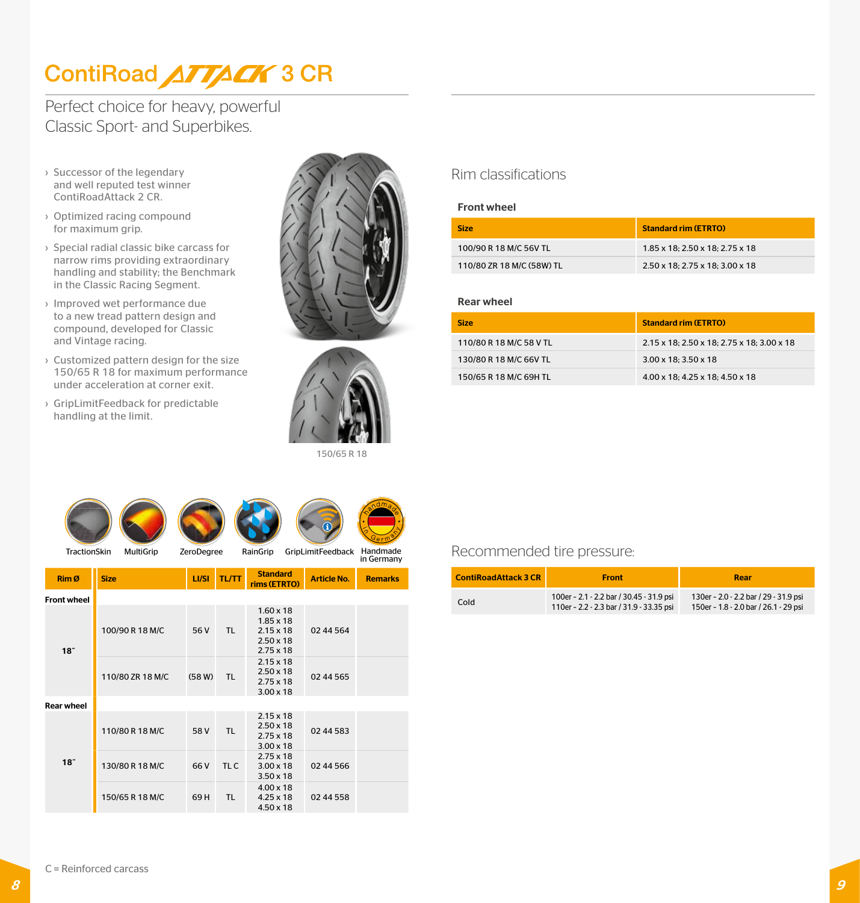# ContiRoad ATTACK 3 CR

Perfect choice for heavy, powerful Classic Sport- and Superbikes.

- Successor of the legendary and well reputed test winner ContiRoadAttack 2 CR.
- Optimized racing compound for maximum grip.
- Special radial classic bike carcass for narrow rims providing extraordinary handling and stability; the Benchmark in the Classic Racing Segment.
- Improved wet performance due to a new tread pattern design and compound, developed for Classic and Vintage racing.
- Customized pattern design for the size 150/65 R 18 for maximum performance under acceleration at corner exit.
- GripLimitFeedback for predictable handling at the limit.

150/65 R 18

TractionSkin | MultiGrip | ZeroDegree | RainGrip | GripLimitFeedback | Handmade in Germany

| Rim Ø | Size | LI/SI | TL/TT | Standard rims (ETRTO) | Article No. | Remarks |
|---|---|---|---|---|---|---|
| **Front wheel** | | | | | | |
| 18˝ | 100/90 R 18 M/C | 56 V | TL | 1.60 x 18<br>1.85 x 18<br>2.15 x 18<br>2.50 x 18<br>2.75 x 18 | 02 44 564 | |
| 18˝ | 110/80 ZR 18 M/C | (58 W) | TL | 2.15 x 18<br>2.50 x 18<br>2.75 x 18<br>3.00 x 18 | 02 44 565 | |
| **Rear wheel** | | | | | | |
| 18˝ | 110/80 R 18 M/C | 58 V | TL | 2.15 x 18<br>2.50 x 18<br>2.75 x 18<br>3.00 x 18 | 02 44 583 | |
| 18˝ | 130/80 R 18 M/C | 66 V | TL C | 2.75 x 18<br>3.00 x 18<br>3.50 x 18 | 02 44 566 | |
| 18˝ | 150/65 R 18 M/C | 69 H | TL | 4.00 x 18<br>4.25 x 18<br>4.50 x 18 | 02 44 558 | |

C = Reinforced carcass

## Rim classifications

### Front wheel

| Size | Standard rim (ETRTO) |
|---|---|
| 100/90 R 18 M/C 56V TL | 1.85 x 18; 2.50 x 18; 2.75 x 18 |
| 110/80 ZR 18 M/C (58W) TL | 2.50 x 18; 2.75 x 18; 3.00 x 18 |

### Rear wheel

| Size | Standard rim (ETRTO) |
|---|---|
| 110/80 R 18 M/C 58 V TL | 2.15 x 18; 2.50 x 18; 2.75 x 18; 3.00 x 18 |
| 130/80 R 18 M/C 66V TL | 3.00 x 18; 3.50 x 18 |
| 150/65 R 18 M/C 69H TL | 4.00 x 18; 4.25 x 18; 4.50 x 18 |

## Recommended tire pressure:

| ContiRoadAttack 3 CR | Front | Rear |
|---|---|---|
| Cold | 100er - 2.1 - 2.2 bar / 30.45 - 31.9 psi<br>110er - 2.2 - 2.3 bar / 31.9 - 33.35 psi | 130er - 2.0 - 2.2 bar / 29 - 31.9 psi<br>150er - 1.8 - 2.0 bar / 26.1 - 29 psi |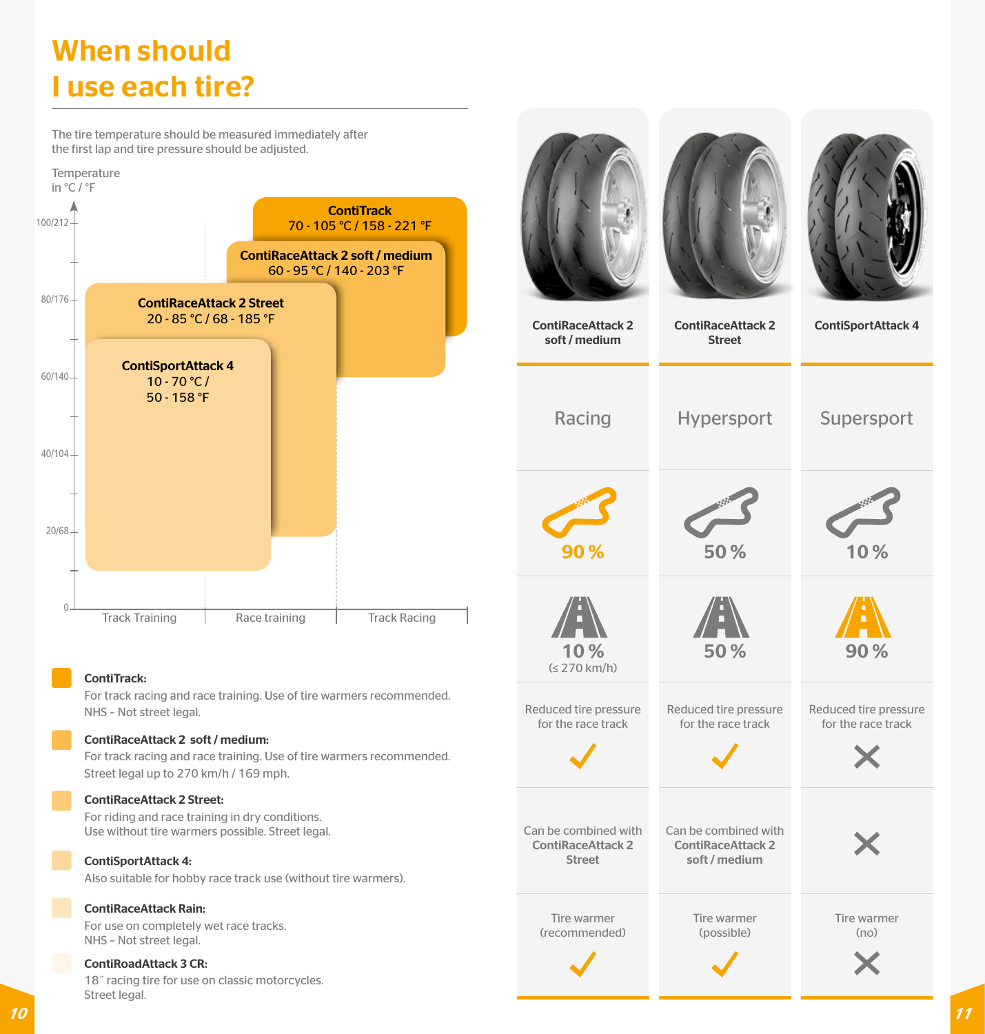# When should I use each tire?

The tire temperature should be measured immediately after the first lap and tire pressure should be adjusted.

Temperature in °C / °F

| Tire | Temperature range | Application |
|---|---|---|
| ContiTrack | 70 - 105 °C / 158 - 221 °F | Race training, Track Racing |
| ContiRaceAttack 2 soft / medium | 60 - 95 °C / 140 - 203 °F | Race training, Track Racing |
| ContiRaceAttack 2 Street | 20 - 85 °C / 68 - 185 °F | Track Training, Race training |
| ContiSportAttack 4 | 10 - 70 °C / 50 - 158 °F | Track Training |

**ContiTrack:**
For track racing and race training. Use of tire warmers recommended.
NHS – Not street legal.

**ContiRaceAttack 2 soft / medium:**
For track racing and race training. Use of tire warmers recommended.
Street legal up to 270 km/h / 169 mph.

**ContiRaceAttack 2 Street:**
For riding and race training in dry conditions.
Use without tire warmers possible. Street legal.

**ContiSportAttack 4:**
Also suitable for hobby race track use (without tire warmers).

**ContiRaceAttack Rain:**
For use on completely wet race tracks.
NHS – Not street legal.

**ContiRoadAttack 3 CR:**
18″ racing tire for use on classic motorcycles.
Street legal.

| | ContiRaceAttack 2 soft / medium | ContiRaceAttack 2 Street | ContiSportAttack 4 |
|---|---|---|---|
| Category | Racing | Hypersport | Supersport |
| Race track | 90 % | 50 % | 10 % |
| Road | 10 % (≤ 270 km/h) | 50 % | 90 % |
| Reduced tire pressure for the race track | ✓ | ✓ | ✗ |
| Combination | Can be combined with **ContiRaceAttack 2 Street** | Can be combined with **ContiRaceAttack 2 soft / medium** | ✗ |
| Tire warmer | (recommended) ✓ | (possible) ✓ | (no) ✗ |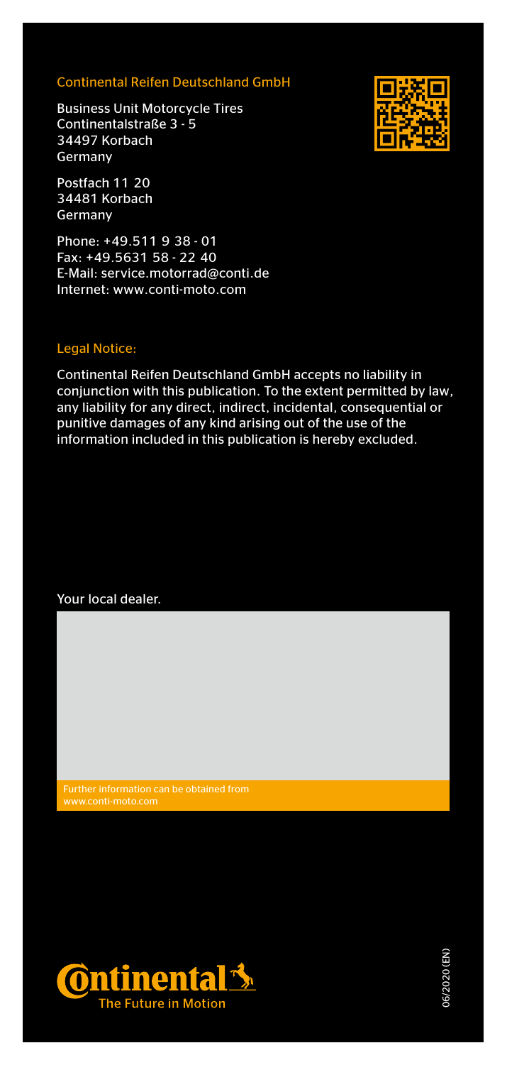Continental Reifen Deutschland GmbH

Business Unit Motorcycle Tires
Continentalstraße 3 - 5
34497 Korbach
Germany

Postfach 11 20
34481 Korbach
Germany

Phone: +49.511 9 38 - 01
Fax: +49.5631 58 - 22 40
E-Mail: service.motorrad@conti.de
Internet: www.conti-moto.com

## Legal Notice:

Continental Reifen Deutschland GmbH accepts no liability in conjunction with this publication. To the extent permitted by law, any liability for any direct, indirect, incidental, consequential or punitive damages of any kind arising out of the use of the information included in this publication is hereby excluded.

Your local dealer.

Further information can be obtained from www.conti-moto.com

Continental
The Future in Motion

06/2020 (EN)